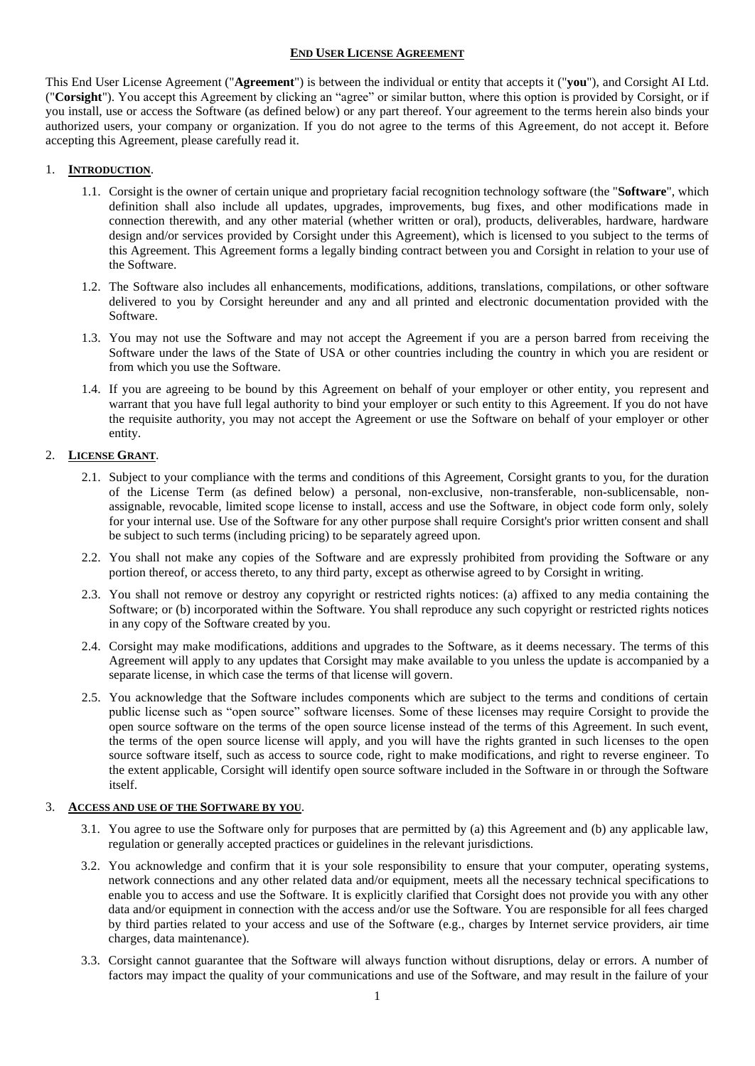# END USER LICENSE AGREEMENT

This End User License Agreement ("**Agreement**") is between the individual or entity that accepts it ("**you**"), and Corsight AI Ltd. ("**Corsight**"). You accept this Agreement by clicking an "agree" or similar button, where this option is provided by Corsight, or if you install, use or access the Software (as defined below) or any part thereof. Your agreement to the terms herein also binds your authorized users, your company or organization. If you do not agree to the terms of this Agreement, do not accept it. Before accepting this Agreement, please carefully read it.

## 1. INTRODUCTION.

1.1. Corsight is the owner of certain unique and proprietary facial recognition technology software (the "**Software**", which definition shall also include all updates, upgrades, improvements, bug fixes, and other modifications made in connection therewith, and any other material (whether written or oral), products, deliverables, hardware, hardware design and/or services provided by Corsight under this Agreement), which is licensed to you subject to the terms of this Agreement. This Agreement forms a legally binding contract between you and Corsight in relation to your use of the Software.

1.2. The Software also includes all enhancements, modifications, additions, translations, compilations, or other software delivered to you by Corsight hereunder and any and all printed and electronic documentation provided with the Software.

1.3. You may not use the Software and may not accept the Agreement if you are a person barred from receiving the Software under the laws of the State of USA or other countries including the country in which you are resident or from which you use the Software.

1.4. If you are agreeing to be bound by this Agreement on behalf of your employer or other entity, you represent and warrant that you have full legal authority to bind your employer or such entity to this Agreement. If you do not have the requisite authority, you may not accept the Agreement or use the Software on behalf of your employer or other entity.

## 2. LICENSE GRANT.

2.1. Subject to your compliance with the terms and conditions of this Agreement, Corsight grants to you, for the duration of the License Term (as defined below) a personal, non-exclusive, non-transferable, non-sublicensable, non-assignable, revocable, limited scope license to install, access and use the Software, in object code form only, solely for your internal use. Use of the Software for any other purpose shall require Corsight's prior written consent and shall be subject to such terms (including pricing) to be separately agreed upon.

2.2. You shall not make any copies of the Software and are expressly prohibited from providing the Software or any portion thereof, or access thereto, to any third party, except as otherwise agreed to by Corsight in writing.

2.3. You shall not remove or destroy any copyright or restricted rights notices: (a) affixed to any media containing the Software; or (b) incorporated within the Software. You shall reproduce any such copyright or restricted rights notices in any copy of the Software created by you.

2.4. Corsight may make modifications, additions and upgrades to the Software, as it deems necessary. The terms of this Agreement will apply to any updates that Corsight may make available to you unless the update is accompanied by a separate license, in which case the terms of that license will govern.

2.5. You acknowledge that the Software includes components which are subject to the terms and conditions of certain public license such as "open source" software licenses. Some of these licenses may require Corsight to provide the open source software on the terms of the open source license instead of the terms of this Agreement. In such event, the terms of the open source license will apply, and you will have the rights granted in such licenses to the open source software itself, such as access to source code, right to make modifications, and right to reverse engineer. To the extent applicable, Corsight will identify open source software included in the Software in or through the Software itself.

## 3. ACCESS AND USE OF THE SOFTWARE BY YOU.

3.1. You agree to use the Software only for purposes that are permitted by (a) this Agreement and (b) any applicable law, regulation or generally accepted practices or guidelines in the relevant jurisdictions.

3.2. You acknowledge and confirm that it is your sole responsibility to ensure that your computer, operating systems, network connections and any other related data and/or equipment, meets all the necessary technical specifications to enable you to access and use the Software. It is explicitly clarified that Corsight does not provide you with any other data and/or equipment in connection with the access and/or use the Software. You are responsible for all fees charged by third parties related to your access and use of the Software (e.g., charges by Internet service providers, air time charges, data maintenance).

3.3. Corsight cannot guarantee that the Software will always function without disruptions, delay or errors. A number of factors may impact the quality of your communications and use of the Software, and may result in the failure of your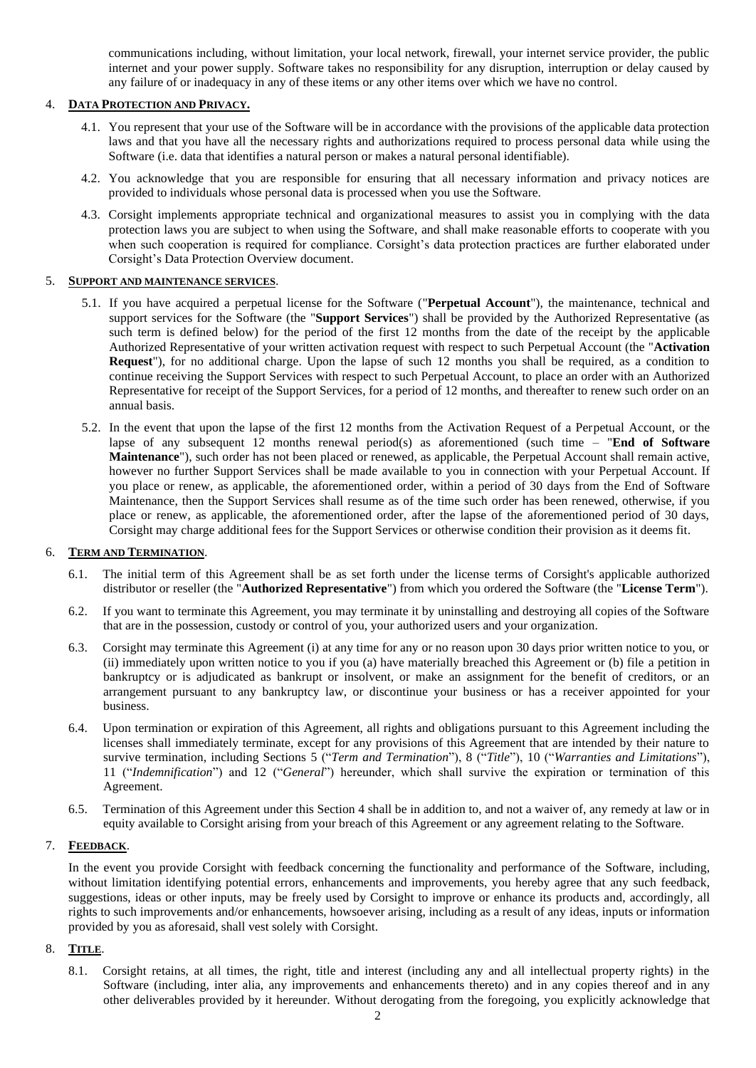communications including, without limitation, your local network, firewall, your internet service provider, the public internet and your power supply. Software takes no responsibility for any disruption, interruption or delay caused by any failure of or inadequacy in any of these items or any other items over which we have no control.

4. **DATA PROTECTION AND PRIVACY.**

4.1. You represent that your use of the Software will be in accordance with the provisions of the applicable data protection laws and that you have all the necessary rights and authorizations required to process personal data while using the Software (i.e. data that identifies a natural person or makes a natural personal identifiable).

4.2. You acknowledge that you are responsible for ensuring that all necessary information and privacy notices are provided to individuals whose personal data is processed when you use the Software.

4.3. Corsight implements appropriate technical and organizational measures to assist you in complying with the data protection laws you are subject to when using the Software, and shall make reasonable efforts to cooperate with you when such cooperation is required for compliance. Corsight's data protection practices are further elaborated under Corsight's Data Protection Overview document.

5. **SUPPORT AND MAINTENANCE SERVICES**.

5.1. If you have acquired a perpetual license for the Software ("**Perpetual Account**"), the maintenance, technical and support services for the Software (the "**Support Services**") shall be provided by the Authorized Representative (as such term is defined below) for the period of the first 12 months from the date of the receipt by the applicable Authorized Representative of your written activation request with respect to such Perpetual Account (the "**Activation Request**"), for no additional charge. Upon the lapse of such 12 months you shall be required, as a condition to continue receiving the Support Services with respect to such Perpetual Account, to place an order with an Authorized Representative for receipt of the Support Services, for a period of 12 months, and thereafter to renew such order on an annual basis.

5.2. In the event that upon the lapse of the first 12 months from the Activation Request of a Perpetual Account, or the lapse of any subsequent 12 months renewal period(s) as aforementioned (such time – "**End of Software Maintenance**"), such order has not been placed or renewed, as applicable, the Perpetual Account shall remain active, however no further Support Services shall be made available to you in connection with your Perpetual Account. If you place or renew, as applicable, the aforementioned order, within a period of 30 days from the End of Software Maintenance, then the Support Services shall resume as of the time such order has been renewed, otherwise, if you place or renew, as applicable, the aforementioned order, after the lapse of the aforementioned period of 30 days, Corsight may charge additional fees for the Support Services or otherwise condition their provision as it deems fit.

6. **TERM AND TERMINATION**.

6.1. The initial term of this Agreement shall be as set forth under the license terms of Corsight's applicable authorized distributor or reseller (the "**Authorized Representative**") from which you ordered the Software (the "**License Term**").

6.2. If you want to terminate this Agreement, you may terminate it by uninstalling and destroying all copies of the Software that are in the possession, custody or control of you, your authorized users and your organization.

6.3. Corsight may terminate this Agreement (i) at any time for any or no reason upon 30 days prior written notice to you, or (ii) immediately upon written notice to you if you (a) have materially breached this Agreement or (b) file a petition in bankruptcy or is adjudicated as bankrupt or insolvent, or make an assignment for the benefit of creditors, or an arrangement pursuant to any bankruptcy law, or discontinue your business or has a receiver appointed for your business.

6.4. Upon termination or expiration of this Agreement, all rights and obligations pursuant to this Agreement including the licenses shall immediately terminate, except for any provisions of this Agreement that are intended by their nature to survive termination, including Sections 5 ("*Term and Termination*"), 8 ("*Title*"), 10 ("*Warranties and Limitations*"), 11 ("*Indemnification*") and 12 ("*General*") hereunder, which shall survive the expiration or termination of this Agreement.

6.5. Termination of this Agreement under this Section 4 shall be in addition to, and not a waiver of, any remedy at law or in equity available to Corsight arising from your breach of this Agreement or any agreement relating to the Software.

7. **FEEDBACK**.

In the event you provide Corsight with feedback concerning the functionality and performance of the Software, including, without limitation identifying potential errors, enhancements and improvements, you hereby agree that any such feedback, suggestions, ideas or other inputs, may be freely used by Corsight to improve or enhance its products and, accordingly, all rights to such improvements and/or enhancements, howsoever arising, including as a result of any ideas, inputs or information provided by you as aforesaid, shall vest solely with Corsight.

8. **TITLE**.

8.1. Corsight retains, at all times, the right, title and interest (including any and all intellectual property rights) in the Software (including, inter alia, any improvements and enhancements thereto) and in any copies thereof and in any other deliverables provided by it hereunder. Without derogating from the foregoing, you explicitly acknowledge that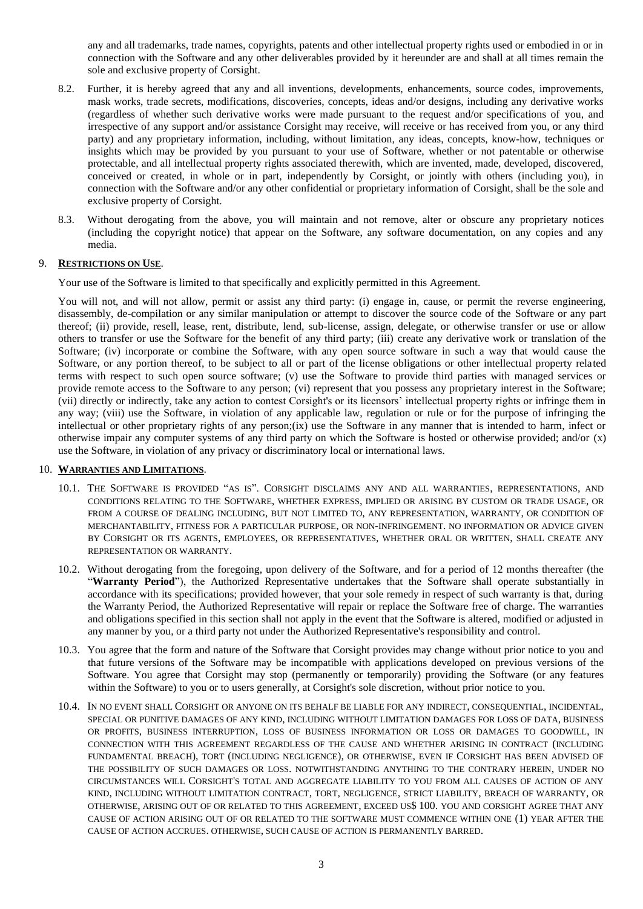any and all trademarks, trade names, copyrights, patents and other intellectual property rights used or embodied in or in connection with the Software and any other deliverables provided by it hereunder are and shall at all times remain the sole and exclusive property of Corsight.

8.2. Further, it is hereby agreed that any and all inventions, developments, enhancements, source codes, improvements, mask works, trade secrets, modifications, discoveries, concepts, ideas and/or designs, including any derivative works (regardless of whether such derivative works were made pursuant to the request and/or specifications of you, and irrespective of any support and/or assistance Corsight may receive, will receive or has received from you, or any third party) and any proprietary information, including, without limitation, any ideas, concepts, know-how, techniques or insights which may be provided by you pursuant to your use of Software, whether or not patentable or otherwise protectable, and all intellectual property rights associated therewith, which are invented, made, developed, discovered, conceived or created, in whole or in part, independently by Corsight, or jointly with others (including you), in connection with the Software and/or any other confidential or proprietary information of Corsight, shall be the sole and exclusive property of Corsight.

8.3. Without derogating from the above, you will maintain and not remove, alter or obscure any proprietary notices (including the copyright notice) that appear on the Software, any software documentation, on any copies and any media.

## 9. **RESTRICTIONS ON USE**.

Your use of the Software is limited to that specifically and explicitly permitted in this Agreement.

You will not, and will not allow, permit or assist any third party: (i) engage in, cause, or permit the reverse engineering, disassembly, de-compilation or any similar manipulation or attempt to discover the source code of the Software or any part thereof; (ii) provide, resell, lease, rent, distribute, lend, sub-license, assign, delegate, or otherwise transfer or use or allow others to transfer or use the Software for the benefit of any third party; (iii) create any derivative work or translation of the Software; (iv) incorporate or combine the Software, with any open source software in such a way that would cause the Software, or any portion thereof, to be subject to all or part of the license obligations or other intellectual property related terms with respect to such open source software; (v) use the Software to provide third parties with managed services or provide remote access to the Software to any person; (vi) represent that you possess any proprietary interest in the Software; (vii) directly or indirectly, take any action to contest Corsight's or its licensors' intellectual property rights or infringe them in any way; (viii) use the Software, in violation of any applicable law, regulation or rule or for the purpose of infringing the intellectual or other proprietary rights of any person;(ix) use the Software in any manner that is intended to harm, infect or otherwise impair any computer systems of any third party on which the Software is hosted or otherwise provided; and/or (x) use the Software, in violation of any privacy or discriminatory local or international laws.

## 10. **WARRANTIES AND LIMITATIONS**.

10.1. THE SOFTWARE IS PROVIDED "AS IS". CORSIGHT DISCLAIMS ANY AND ALL WARRANTIES, REPRESENTATIONS, AND CONDITIONS RELATING TO THE SOFTWARE, WHETHER EXPRESS, IMPLIED OR ARISING BY CUSTOM OR TRADE USAGE, OR FROM A COURSE OF DEALING INCLUDING, BUT NOT LIMITED TO, ANY REPRESENTATION, WARRANTY, OR CONDITION OF MERCHANTABILITY, FITNESS FOR A PARTICULAR PURPOSE, OR NON-INFRINGEMENT. NO INFORMATION OR ADVICE GIVEN BY CORSIGHT OR ITS AGENTS, EMPLOYEES, OR REPRESENTATIVES, WHETHER ORAL OR WRITTEN, SHALL CREATE ANY REPRESENTATION OR WARRANTY.

10.2. Without derogating from the foregoing, upon delivery of the Software, and for a period of 12 months thereafter (the "**Warranty Period**"), the Authorized Representative undertakes that the Software shall operate substantially in accordance with its specifications; provided however, that your sole remedy in respect of such warranty is that, during the Warranty Period, the Authorized Representative will repair or replace the Software free of charge. The warranties and obligations specified in this section shall not apply in the event that the Software is altered, modified or adjusted in any manner by you, or a third party not under the Authorized Representative's responsibility and control.

10.3. You agree that the form and nature of the Software that Corsight provides may change without prior notice to you and that future versions of the Software may be incompatible with applications developed on previous versions of the Software. You agree that Corsight may stop (permanently or temporarily) providing the Software (or any features within the Software) to you or to users generally, at Corsight's sole discretion, without prior notice to you.

10.4. IN NO EVENT SHALL CORSIGHT OR ANYONE ON ITS BEHALF BE LIABLE FOR ANY INDIRECT, CONSEQUENTIAL, INCIDENTAL, SPECIAL OR PUNITIVE DAMAGES OF ANY KIND, INCLUDING WITHOUT LIMITATION DAMAGES FOR LOSS OF DATA, BUSINESS OR PROFITS, BUSINESS INTERRUPTION, LOSS OF BUSINESS INFORMATION OR LOSS OR DAMAGES TO GOODWILL, IN CONNECTION WITH THIS AGREEMENT REGARDLESS OF THE CAUSE AND WHETHER ARISING IN CONTRACT (INCLUDING FUNDAMENTAL BREACH), TORT (INCLUDING NEGLIGENCE), OR OTHERWISE, EVEN IF CORSIGHT HAS BEEN ADVISED OF THE POSSIBILITY OF SUCH DAMAGES OR LOSS. NOTWITHSTANDING ANYTHING TO THE CONTRARY HEREIN, UNDER NO CIRCUMSTANCES WILL CORSIGHT'S TOTAL AND AGGREGATE LIABILITY TO YOU FROM ALL CAUSES OF ACTION OF ANY KIND, INCLUDING WITHOUT LIMITATION CONTRACT, TORT, NEGLIGENCE, STRICT LIABILITY, BREACH OF WARRANTY, OR OTHERWISE, ARISING OUT OF OR RELATED TO THIS AGREEMENT, EXCEED US$ 100. YOU AND CORSIGHT AGREE THAT ANY CAUSE OF ACTION ARISING OUT OF OR RELATED TO THE SOFTWARE MUST COMMENCE WITHIN ONE (1) YEAR AFTER THE CAUSE OF ACTION ACCRUES. OTHERWISE, SUCH CAUSE OF ACTION IS PERMANENTLY BARRED.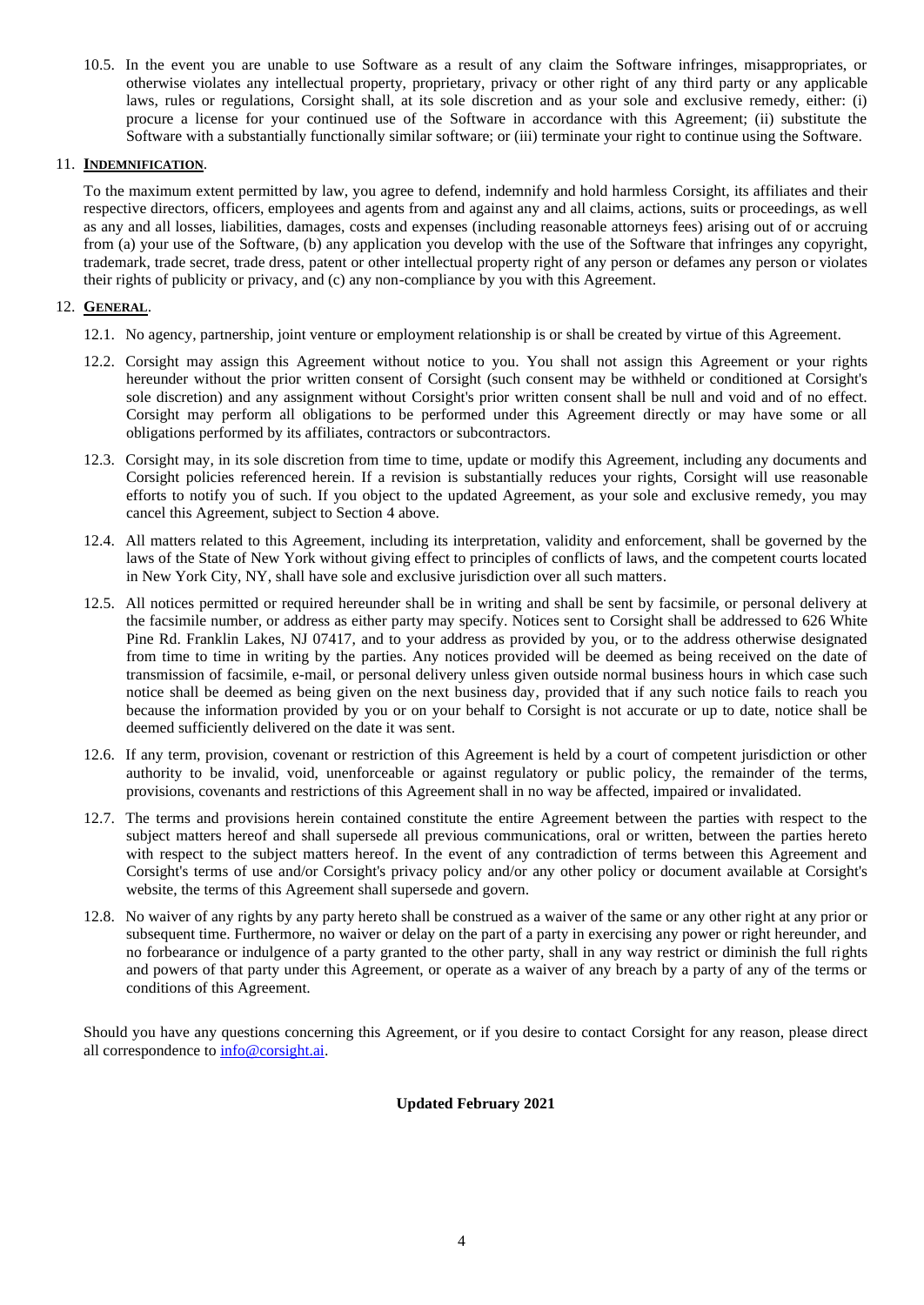10.5. In the event you are unable to use Software as a result of any claim the Software infringes, misappropriates, or otherwise violates any intellectual property, proprietary, privacy or other right of any third party or any applicable laws, rules or regulations, Corsight shall, at its sole discretion and as your sole and exclusive remedy, either: (i) procure a license for your continued use of the Software in accordance with this Agreement; (ii) substitute the Software with a substantially functionally similar software; or (iii) terminate your right to continue using the Software.

11. **INDEMNIFICATION.**

To the maximum extent permitted by law, you agree to defend, indemnify and hold harmless Corsight, its affiliates and their respective directors, officers, employees and agents from and against any and all claims, actions, suits or proceedings, as well as any and all losses, liabilities, damages, costs and expenses (including reasonable attorneys fees) arising out of or accruing from (a) your use of the Software, (b) any application you develop with the use of the Software that infringes any copyright, trademark, trade secret, trade dress, patent or other intellectual property right of any person or defames any person or violates their rights of publicity or privacy, and (c) any non-compliance by you with this Agreement.

12. **GENERAL.**

12.1. No agency, partnership, joint venture or employment relationship is or shall be created by virtue of this Agreement.

12.2. Corsight may assign this Agreement without notice to you. You shall not assign this Agreement or your rights hereunder without the prior written consent of Corsight (such consent may be withheld or conditioned at Corsight's sole discretion) and any assignment without Corsight's prior written consent shall be null and void and of no effect. Corsight may perform all obligations to be performed under this Agreement directly or may have some or all obligations performed by its affiliates, contractors or subcontractors.

12.3. Corsight may, in its sole discretion from time to time, update or modify this Agreement, including any documents and Corsight policies referenced herein. If a revision is substantially reduces your rights, Corsight will use reasonable efforts to notify you of such. If you object to the updated Agreement, as your sole and exclusive remedy, you may cancel this Agreement, subject to Section 4 above.

12.4. All matters related to this Agreement, including its interpretation, validity and enforcement, shall be governed by the laws of the State of New York without giving effect to principles of conflicts of laws, and the competent courts located in New York City, NY, shall have sole and exclusive jurisdiction over all such matters.

12.5. All notices permitted or required hereunder shall be in writing and shall be sent by facsimile, or personal delivery at the facsimile number, or address as either party may specify. Notices sent to Corsight shall be addressed to 626 White Pine Rd. Franklin Lakes, NJ 07417, and to your address as provided by you, or to the address otherwise designated from time to time in writing by the parties. Any notices provided will be deemed as being received on the date of transmission of facsimile, e-mail, or personal delivery unless given outside normal business hours in which case such notice shall be deemed as being given on the next business day, provided that if any such notice fails to reach you because the information provided by you or on your behalf to Corsight is not accurate or up to date, notice shall be deemed sufficiently delivered on the date it was sent.

12.6. If any term, provision, covenant or restriction of this Agreement is held by a court of competent jurisdiction or other authority to be invalid, void, unenforceable or against regulatory or public policy, the remainder of the terms, provisions, covenants and restrictions of this Agreement shall in no way be affected, impaired or invalidated.

12.7. The terms and provisions herein contained constitute the entire Agreement between the parties with respect to the subject matters hereof and shall supersede all previous communications, oral or written, between the parties hereto with respect to the subject matters hereof. In the event of any contradiction of terms between this Agreement and Corsight's terms of use and/or Corsight's privacy policy and/or any other policy or document available at Corsight's website, the terms of this Agreement shall supersede and govern.

12.8. No waiver of any rights by any party hereto shall be construed as a waiver of the same or any other right at any prior or subsequent time. Furthermore, no waiver or delay on the part of a party in exercising any power or right hereunder, and no forbearance or indulgence of a party granted to the other party, shall in any way restrict or diminish the full rights and powers of that party under this Agreement, or operate as a waiver of any breach by a party of any of the terms or conditions of this Agreement.

Should you have any questions concerning this Agreement, or if you desire to contact Corsight for any reason, please direct all correspondence to info@corsight.ai.

**Updated February 2021**